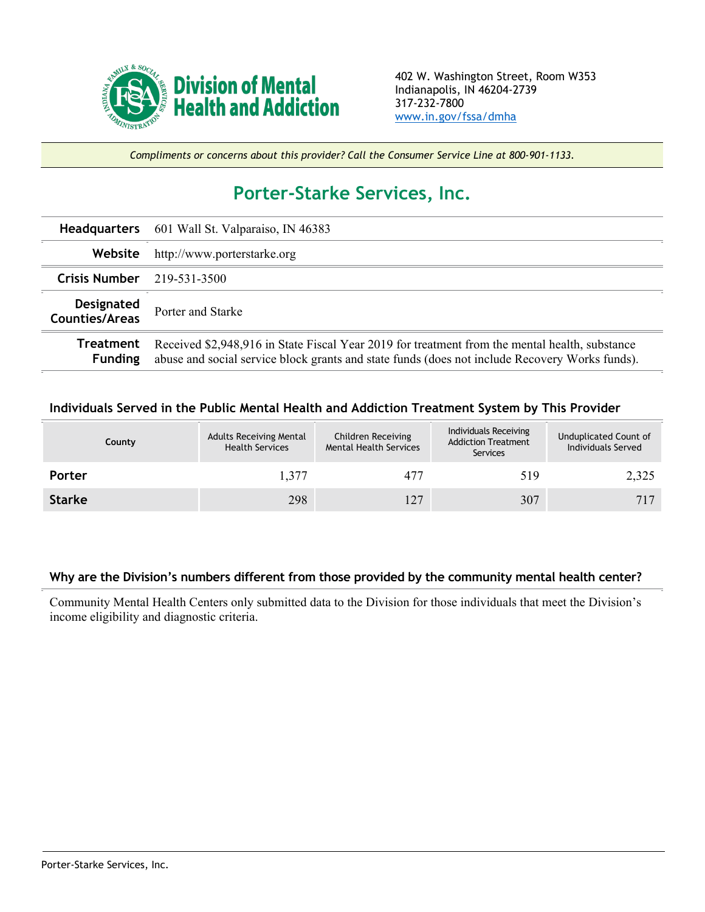**Division of Mental Health and Addiction**

402 W. Washington Street, Room W353
Indianapolis, IN 46204-2739
317-232-7800
www.in.gov/fssa/dmha

*Compliments or concerns about this provider? Call the Consumer Service Line at 800-901-1133.*

# Porter-Starke Services, Inc.

| | |
|---|---|
| **Headquarters** | 601 Wall St. Valparaiso, IN 46383 |
| **Website** | http://www.porterstarke.org |
| **Crisis Number** | 219-531-3500 |
| **Designated Counties/Areas** | Porter and Starke |
| **Treatment Funding** | Received $2,948,916 in State Fiscal Year 2019 for treatment from the mental health, substance abuse and social service block grants and state funds (does not include Recovery Works funds). |

### Individuals Served in the Public Mental Health and Addiction Treatment System by This Provider

| County | Adults Receiving Mental Health Services | Children Receiving Mental Health Services | Individuals Receiving Addiction Treatment Services | Unduplicated Count of Individuals Served |
|---|---|---|---|---|
| **Porter** | 1,377 | 477 | 519 | 2,325 |
| **Starke** | 298 | 127 | 307 | 717 |

### Why are the Division's numbers different from those provided by the community mental health center?

Community Mental Health Centers only submitted data to the Division for those individuals that meet the Division's income eligibility and diagnostic criteria.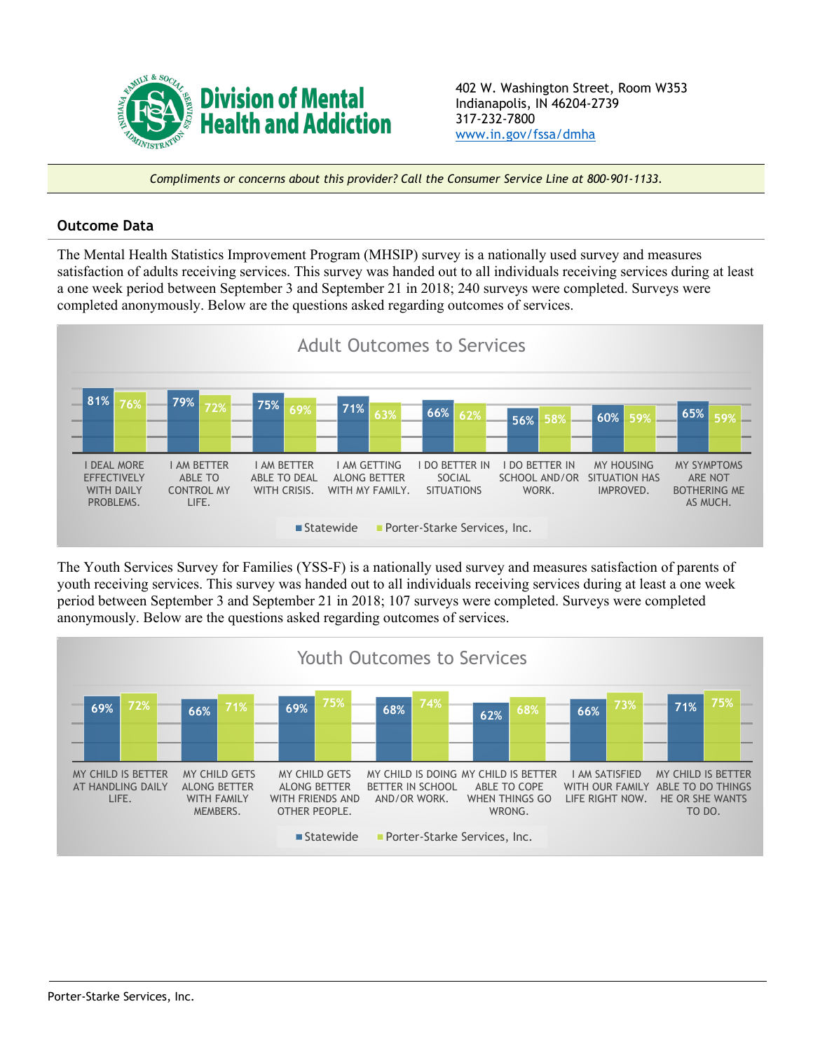Division of Mental Health and Addiction

402 W. Washington Street, Room W353
Indianapolis, IN 46204-2739
317-232-7800
www.in.gov/fssa/dmha

*Compliments or concerns about this provider? Call the Consumer Service Line at 800-901-1133.*

## Outcome Data

The Mental Health Statistics Improvement Program (MHSIP) survey is a nationally used survey and measures satisfaction of adults receiving services. This survey was handed out to all individuals receiving services during at least a one week period between September 3 and September 21 in 2018; 240 surveys were completed. Surveys were completed anonymously. Below are the questions asked regarding outcomes of services.

Adult Outcomes to Services

I DEAL MORE EFFECTIVELY WITH DAILY PROBLEMS. 81% 76%
I AM BETTER ABLE TO CONTROL MY LIFE. 79% 72%
I AM BETTER ABLE TO DEAL WITH CRISIS. 75% 69%
I AM GETTING ALONG BETTER WITH MY FAMILY. 71% 63%
I DO BETTER IN SOCIAL SITUATIONS 66% 62%
I DO BETTER IN SCHOOL AND/OR WORK. 56% 58%
MY HOUSING SITUATION HAS IMPROVED. 60% 59%
MY SYMPTOMS ARE NOT BOTHERING ME AS MUCH. 65% 59%

Statewide   Porter-Starke Services, Inc.

The Youth Services Survey for Families (YSS-F) is a nationally used survey and measures satisfaction of parents of youth receiving services. This survey was handed out to all individuals receiving services during at least a one week period between September 3 and September 21 in 2018; 107 surveys were completed. Surveys were completed anonymously. Below are the questions asked regarding outcomes of services.

Youth Outcomes to Services

MY CHILD IS BETTER AT HANDLING DAILY LIFE. 69% 72%
MY CHILD GETS ALONG BETTER WITH FAMILY MEMBERS. 66% 71%
MY CHILD GETS ALONG BETTER WITH FRIENDS AND OTHER PEOPLE. 69% 75%
MY CHILD IS DOING BETTER IN SCHOOL AND/OR WORK. 68% 74%
MY CHILD IS BETTER ABLE TO COPE WHEN THINGS GO WRONG. 62% 68%
I AM SATISFIED WITH OUR FAMILY LIFE RIGHT NOW. 66% 73%
MY CHILD IS BETTER ABLE TO DO THINGS HE OR SHE WANTS TO DO. 71% 75%

Statewide   Porter-Starke Services, Inc.